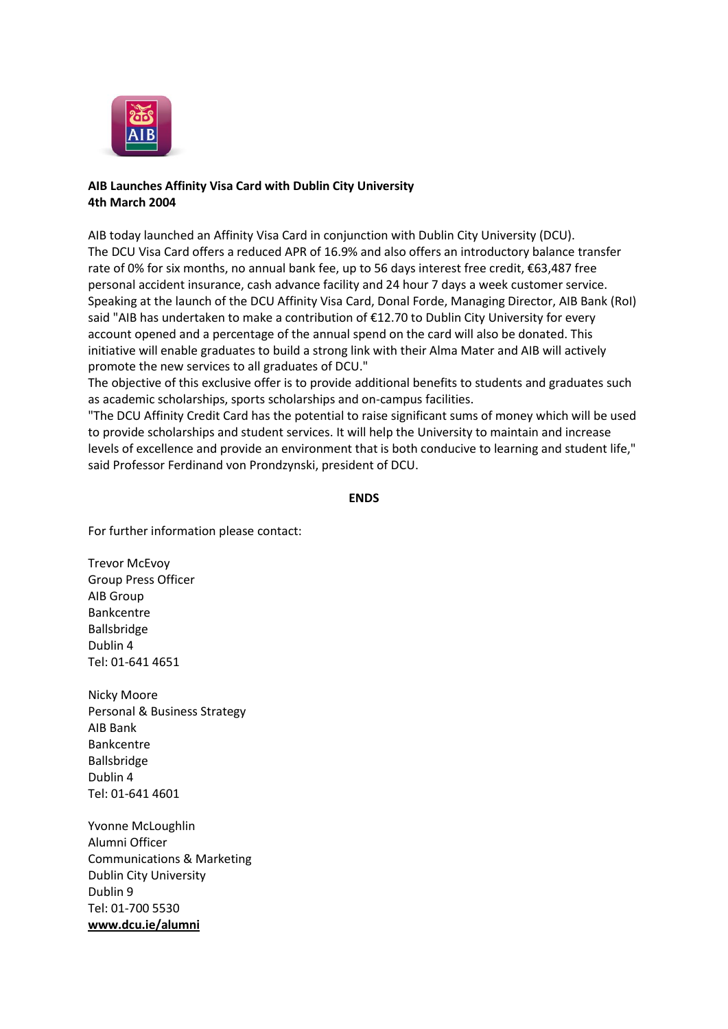**AIB Launches Affinity Visa Card with Dublin City University**
**4th March 2004**

AIB today launched an Affinity Visa Card in conjunction with Dublin City University (DCU).
The DCU Visa Card offers a reduced APR of 16.9% and also offers an introductory balance transfer rate of 0% for six months, no annual bank fee, up to 56 days interest free credit, €63,487 free personal accident insurance, cash advance facility and 24 hour 7 days a week customer service.
Speaking at the launch of the DCU Affinity Visa Card, Donal Forde, Managing Director, AIB Bank (RoI) said "AIB has undertaken to make a contribution of €12.70 to Dublin City University for every account opened and a percentage of the annual spend on the card will also be donated. This initiative will enable graduates to build a strong link with their Alma Mater and AIB will actively promote the new services to all graduates of DCU."
The objective of this exclusive offer is to provide additional benefits to students and graduates such as academic scholarships, sports scholarships and on-campus facilities.
"The DCU Affinity Credit Card has the potential to raise significant sums of money which will be used to provide scholarships and student services. It will help the University to maintain and increase levels of excellence and provide an environment that is both conducive to learning and student life," said Professor Ferdinand von Prondzynski, president of DCU.

**ENDS**

For further information please contact:

Trevor McEvoy
Group Press Officer
AIB Group
Bankcentre
Ballsbridge
Dublin 4
Tel: 01-641 4651

Nicky Moore
Personal & Business Strategy
AIB Bank
Bankcentre
Ballsbridge
Dublin 4
Tel: 01-641 4601

Yvonne McLoughlin
Alumni Officer
Communications & Marketing
Dublin City University
Dublin 9
Tel: 01-700 5530
**www.dcu.ie/alumni**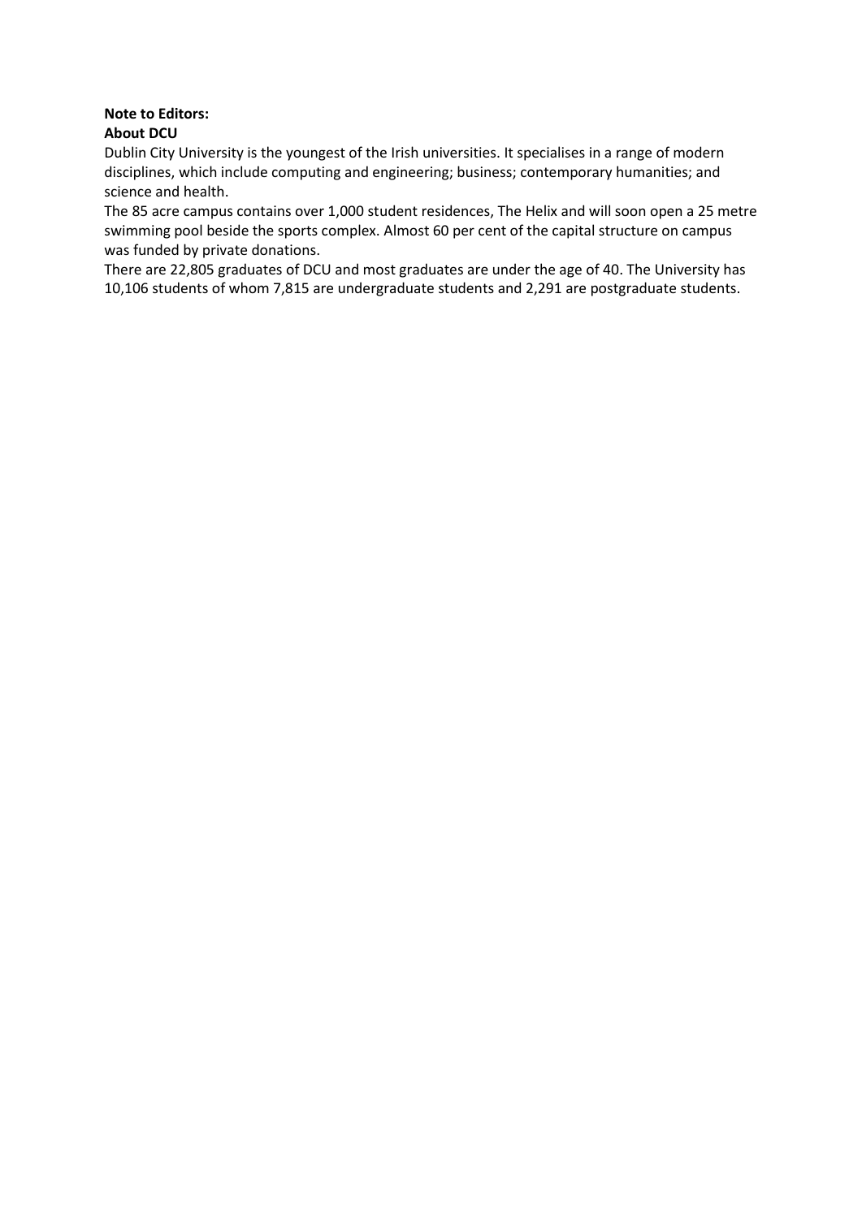**Note to Editors:**
**About DCU**

Dublin City University is the youngest of the Irish universities. It specialises in a range of modern disciplines, which include computing and engineering; business; contemporary humanities; and science and health.

The 85 acre campus contains over 1,000 student residences, The Helix and will soon open a 25 metre swimming pool beside the sports complex. Almost 60 per cent of the capital structure on campus was funded by private donations.

There are 22,805 graduates of DCU and most graduates are under the age of 40. The University has 10,106 students of whom 7,815 are undergraduate students and 2,291 are postgraduate students.